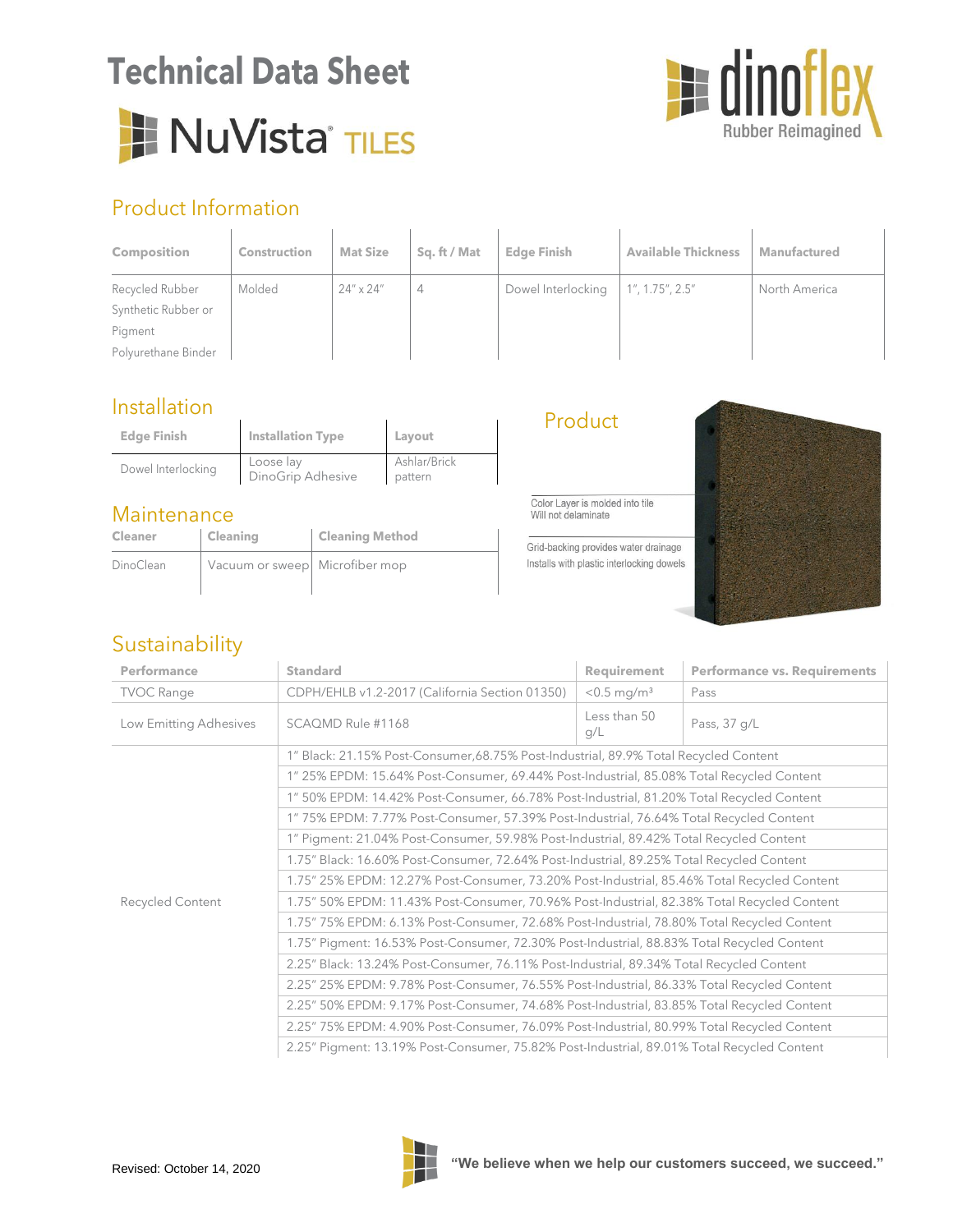# Technical Data Sheet

# NuVista® TILES

dinoflex Rubber Reimagined

## Product Information

| Composition | Construction | Mat Size | Sq. ft / Mat | Edge Finish | Available Thickness | Manufactured |
|---|---|---|---|---|---|---|
| Recycled Rubber<br>Synthetic Rubber or Pigment<br>Polyurethane Binder | Molded | 24" x 24" | 4 | Dowel Interlocking | 1", 1.75", 2.5" | North America |

## Installation

| Edge Finish | Installation Type | Layout |
|---|---|---|
| Dowel Interlocking | Loose lay<br>DinoGrip Adhesive | Ashlar/Brick pattern |

## Maintenance

| Cleaner | Cleaning | Cleaning Method |
|---|---|---|
| DinoClean | Vacuum or sweep | Microfiber mop |

## Product

Color Layer is molded into tile
Will not delaminate

Grid-backing provides water drainage
Installs with plastic interlocking dowels

## Sustainability

| Performance | Standard | Requirement | Performance vs. Requirements |
|---|---|---|---|
| TVOC Range | CDPH/EHLB v1.2-2017 (California Section 01350) | <0.5 mg/m³ | Pass |
| Low Emitting Adhesives | SCAQMD Rule #1168 | Less than 50 g/L | Pass, 37 g/L |
| Recycled Content | 1" Black: 21.15% Post-Consumer,68.75% Post-Industrial, 89.9% Total Recycled Content | | |
| | 1" 25% EPDM: 15.64% Post-Consumer, 69.44% Post-Industrial, 85.08% Total Recycled Content | | |
| | 1" 50% EPDM: 14.42% Post-Consumer, 66.78% Post-Industrial, 81.20% Total Recycled Content | | |
| | 1" 75% EPDM: 7.77% Post-Consumer, 57.39% Post-Industrial, 76.64% Total Recycled Content | | |
| | 1" Pigment: 21.04% Post-Consumer, 59.98% Post-Industrial, 89.42% Total Recycled Content | | |
| | 1.75" Black: 16.60% Post-Consumer, 72.64% Post-Industrial, 89.25% Total Recycled Content | | |
| | 1.75" 25% EPDM: 12.27% Post-Consumer, 73.20% Post-Industrial, 85.46% Total Recycled Content | | |
| | 1.75" 50% EPDM: 11.43% Post-Consumer, 70.96% Post-Industrial, 82.38% Total Recycled Content | | |
| | 1.75" 75% EPDM: 6.13% Post-Consumer, 72.68% Post-Industrial, 78.80% Total Recycled Content | | |
| | 1.75" Pigment: 16.53% Post-Consumer, 72.30% Post-Industrial, 88.83% Total Recycled Content | | |
| | 2.25" Black: 13.24% Post-Consumer, 76.11% Post-Industrial, 89.34% Total Recycled Content | | |
| | 2.25" 25% EPDM: 9.78% Post-Consumer, 76.55% Post-Industrial, 86.33% Total Recycled Content | | |
| | 2.25" 50% EPDM: 9.17% Post-Consumer, 74.68% Post-Industrial, 83.85% Total Recycled Content | | |
| | 2.25" 75% EPDM: 4.90% Post-Consumer, 76.09% Post-Industrial, 80.99% Total Recycled Content | | |
| | 2.25" Pigment: 13.19% Post-Consumer, 75.82% Post-Industrial, 89.01% Total Recycled Content | | |

Revised: October 14, 2020

**"We believe when we help our customers succeed, we succeed."**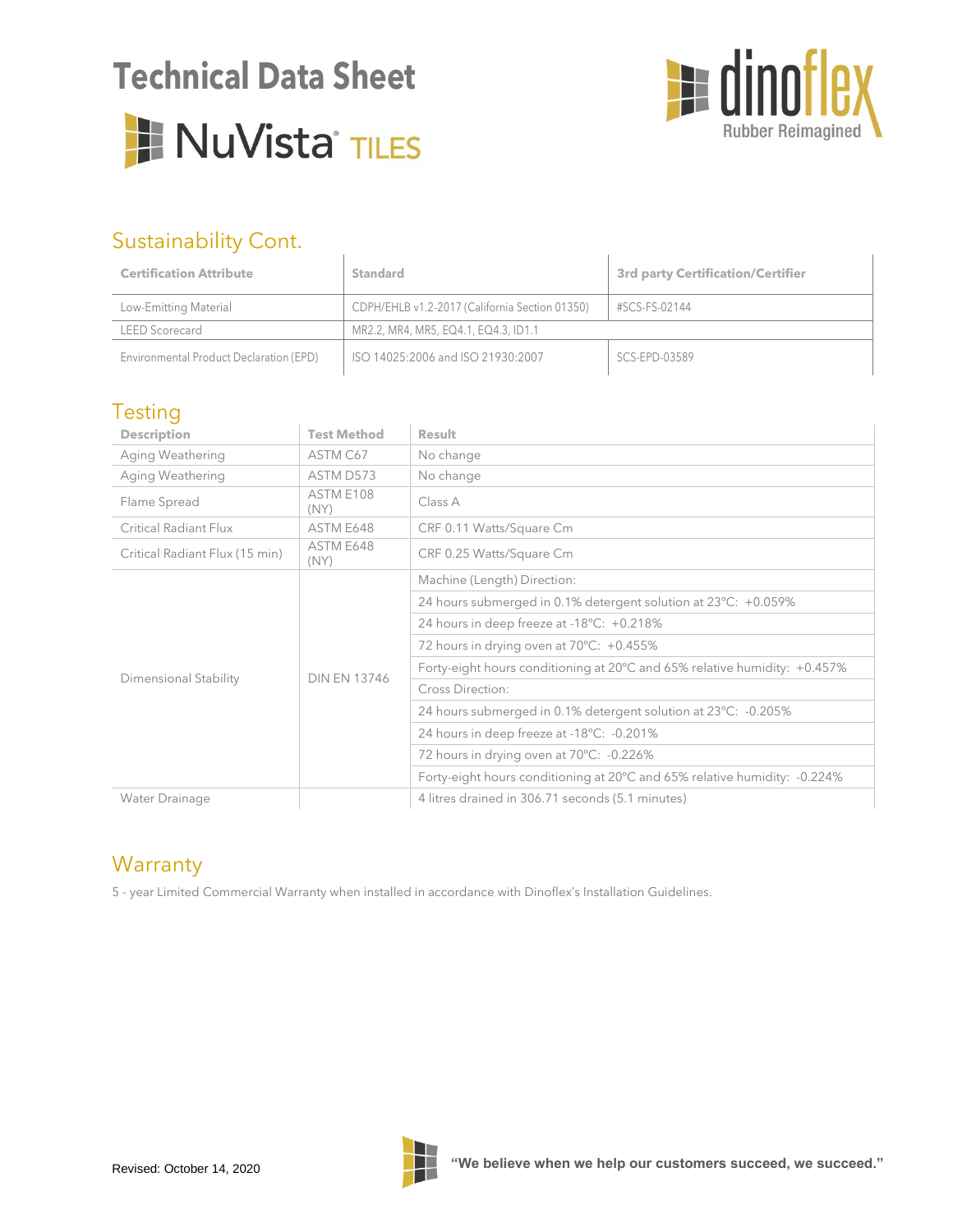# Technical Data Sheet

NuVista® TILES

dinoflex Rubber Reimagined

## Sustainability Cont.

| Certification Attribute | Standard | 3rd party Certification/Certifier |
|---|---|---|
| Low-Emitting Material | CDPH/EHLB v1.2-2017 (California Section 01350) | #SCS-FS-02144 |
| LEED Scorecard | MR2.2, MR4, MR5, EQ4.1, EQ4.3, ID1.1 | |
| Environmental Product Declaration (EPD) | ISO 14025:2006 and ISO 21930:2007 | SCS-EPD-03589 |

## Testing

| Description | Test Method | Result |
|---|---|---|
| Aging Weathering | ASTM C67 | No change |
| Aging Weathering | ASTM D573 | No change |
| Flame Spread | ASTM E108 (NY) | Class A |
| Critical Radiant Flux | ASTM E648 | CRF 0.11 Watts/Square Cm |
| Critical Radiant Flux (15 min) | ASTM E648 (NY) | CRF 0.25 Watts/Square Cm |
| Dimensional Stability | DIN EN 13746 | Machine (Length) Direction: |
| | | 24 hours submerged in 0.1% detergent solution at 23°C: +0.059% |
| | | 24 hours in deep freeze at -18°C: +0.218% |
| | | 72 hours in drying oven at 70°C: +0.455% |
| | | Forty-eight hours conditioning at 20°C and 65% relative humidity: +0.457% |
| | | Cross Direction: |
| | | 24 hours submerged in 0.1% detergent solution at 23°C: -0.205% |
| | | 24 hours in deep freeze at -18°C: -0.201% |
| | | 72 hours in drying oven at 70°C: -0.226% |
| | | Forty-eight hours conditioning at 20°C and 65% relative humidity: -0.224% |
| Water Drainage | | 4 litres drained in 306.71 seconds (5.1 minutes) |

## Warranty

5 - year Limited Commercial Warranty when installed in accordance with Dinoflex's Installation Guidelines.

Revised: October 14, 2020

**"We believe when we help our customers succeed, we succeed."**